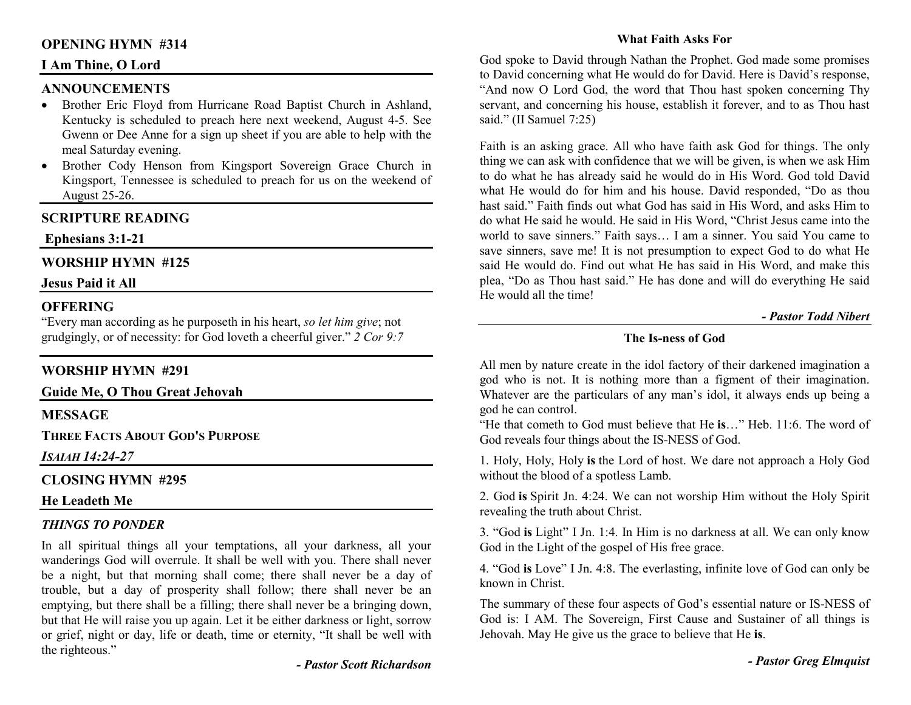## OPENING HYMN #314

**I Am Thine, O Lord**

## ANNOUNCEMENTS

- Brother Eric Floyd from Hurricane Road Baptist Church in Ashland, Kentucky is scheduled to preach here next weekend, August 4-5. See Gwenn or Dee Anne for a sign up sheet if you are able to help with the meal Saturday evening.
- Brother Cody Henson from Kingsport Sovereign Grace Church in Kingsport, Tennessee is scheduled to preach for us on the weekend of August 25-26.

## SCRIPTURE READING

**Ephesians 3:1-21**

## WORSHIP HYMN #125

**Jesus Paid it All**

## OFFERING

"Every man according as he purposeth in his heart, *so let him give*; not grudgingly, or of necessity: for God loveth a cheerful giver." *2 Cor 9:7*

## WORSHIP HYMN #291

**Guide Me, O Thou Great Jehovah**

## MESSAGE

**THREE FACTS ABOUT GOD'S PURPOSE**

***ISAIAH 14:24-27***

## CLOSING HYMN #295

**He Leadeth Me**

### *THINGS TO PONDER*

In all spiritual things all your temptations, all your darkness, all your wanderings God will overrule. It shall be well with you. There shall never be a night, but that morning shall come; there shall never be a day of trouble, but a day of prosperity shall follow; there shall never be an emptying, but there shall be a filling; there shall never be a bringing down, but that He will raise you up again. Let it be either darkness or light, sorrow or grief, night or day, life or death, time or eternity, "It shall be well with the righteous."

***- Pastor Scott Richardson***

### What Faith Asks For

God spoke to David through Nathan the Prophet. God made some promises to David concerning what He would do for David. Here is David's response, "And now O Lord God, the word that Thou hast spoken concerning Thy servant, and concerning his house, establish it forever, and to as Thou hast said." (II Samuel 7:25)

Faith is an asking grace. All who have faith ask God for things. The only thing we can ask with confidence that we will be given, is when we ask Him to do what he has already said he would do in His Word. God told David what He would do for him and his house. David responded, "Do as thou hast said." Faith finds out what God has said in His Word, and asks Him to do what He said he would. He said in His Word, "Christ Jesus came into the world to save sinners." Faith says… I am a sinner. You said You came to save sinners, save me! It is not presumption to expect God to do what He said He would do. Find out what He has said in His Word, and make this plea, "Do as Thou hast said." He has done and will do everything He said He would all the time!

***- Pastor Todd Nibert***

### The Is-ness of God

All men by nature create in the idol factory of their darkened imagination a god who is not. It is nothing more than a figment of their imagination. Whatever are the particulars of any man's idol, it always ends up being a god he can control.

"He that cometh to God must believe that He **is**…" Heb. 11:6. The word of God reveals four things about the IS-NESS of God.

1. Holy, Holy, Holy **is** the Lord of host. We dare not approach a Holy God without the blood of a spotless Lamb.

2. God **is** Spirit Jn. 4:24. We can not worship Him without the Holy Spirit revealing the truth about Christ.

3. "God **is** Light" I Jn. 1:4. In Him is no darkness at all. We can only know God in the Light of the gospel of His free grace.

4. "God **is** Love" I Jn. 4:8. The everlasting, infinite love of God can only be known in Christ.

The summary of these four aspects of God's essential nature or IS-NESS of God is: I AM. The Sovereign, First Cause and Sustainer of all things is Jehovah. May He give us the grace to believe that He **is**.

***- Pastor Greg Elmquist***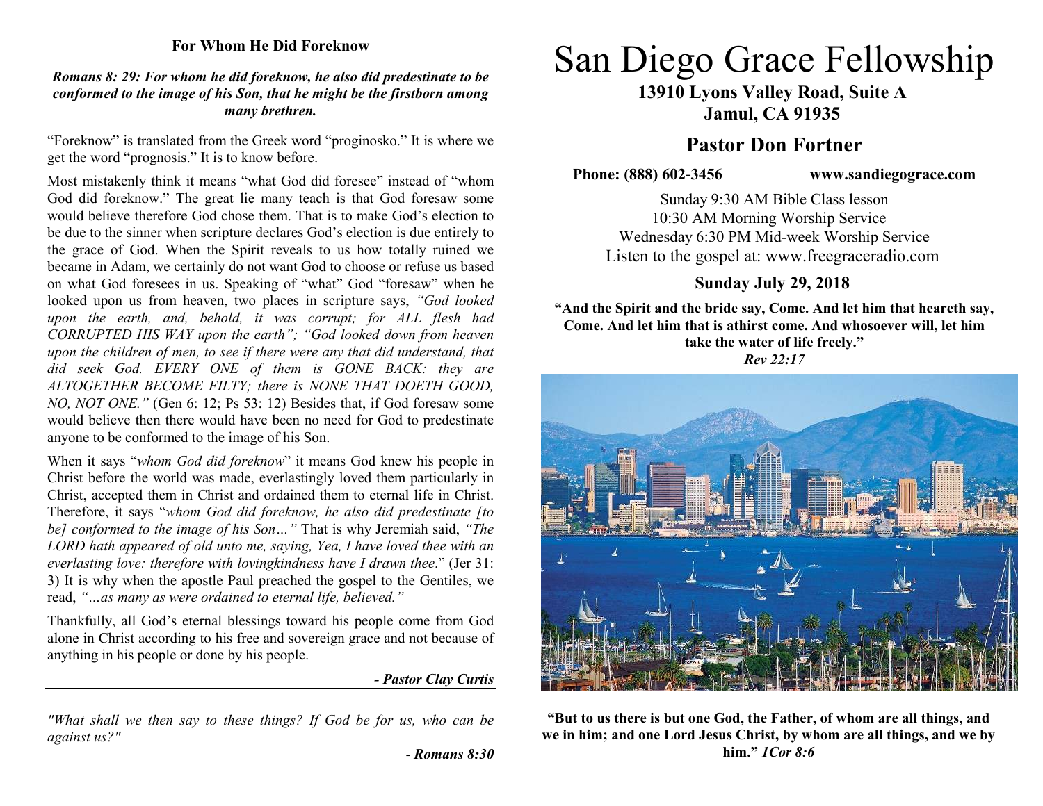## For Whom He Did Foreknow

***Romans 8: 29: For whom he did foreknow, he also did predestinate to be conformed to the image of his Son, that he might be the firstborn among many brethren.***

"Foreknow" is translated from the Greek word "proginosko." It is where we get the word "prognosis." It is to know before.

Most mistakenly think it means "what God did foresee" instead of "whom God did foreknow." The great lie many teach is that God foresaw some would believe therefore God chose them. That is to make God's election to be due to the sinner when scripture declares God's election is due entirely to the grace of God. When the Spirit reveals to us how totally ruined we became in Adam, we certainly do not want God to choose or refuse us based on what God foresees in us. Speaking of "what" God "foresaw" when he looked upon us from heaven, two places in scripture says, *"God looked upon the earth, and, behold, it was corrupt; for ALL flesh had CORRUPTED HIS WAY upon the earth"; "God looked down from heaven upon the children of men, to see if there were any that did understand, that did seek God. EVERY ONE of them is GONE BACK: they are ALTOGETHER BECOME FILTY; there is NONE THAT DOETH GOOD, NO, NOT ONE."* (Gen 6: 12; Ps 53: 12) Besides that, if God foresaw some would believe then there would have been no need for God to predestinate anyone to be conformed to the image of his Son.

When it says "*whom God did foreknow*" it means God knew his people in Christ before the world was made, everlastingly loved them particularly in Christ, accepted them in Christ and ordained them to eternal life in Christ. Therefore, it says "*whom God did foreknow, he also did predestinate [to be] conformed to the image of his Son…"* That is why Jeremiah said, *"The LORD hath appeared of old unto me, saying, Yea, I have loved thee with an everlasting love: therefore with lovingkindness have I drawn thee*." (Jer 31: 3) It is why when the apostle Paul preached the gospel to the Gentiles, we read, *"…as many as were ordained to eternal life, believed."*

Thankfully, all God's eternal blessings toward his people come from God alone in Christ according to his free and sovereign grace and not because of anything in his people or done by his people.

***- Pastor Clay Curtis***

---

*"What shall we then say to these things? If God be for us, who can be against us?"*

*- **Romans 8:30***

# San Diego Grace Fellowship

**13910 Lyons Valley Road, Suite A**
**Jamul, CA 91935**

## Pastor Don Fortner

**Phone: (888) 602-3456** **www.sandiegograce.com**

Sunday 9:30 AM Bible Class lesson
10:30 AM Morning Worship Service
Wednesday 6:30 PM Mid-week Worship Service
Listen to the gospel at: www.freegraceradio.com

### Sunday July 29, 2018

**"And the Spirit and the bride say, Come. And let him that heareth say, Come. And let him that is athirst come. And whosoever will, let him take the water of life freely."**
***Rev 22:17***

**"But to us there is but one God, the Father, of whom are all things, and we in him; and one Lord Jesus Christ, by whom are all things, and we by him."** ***1Cor 8:6***